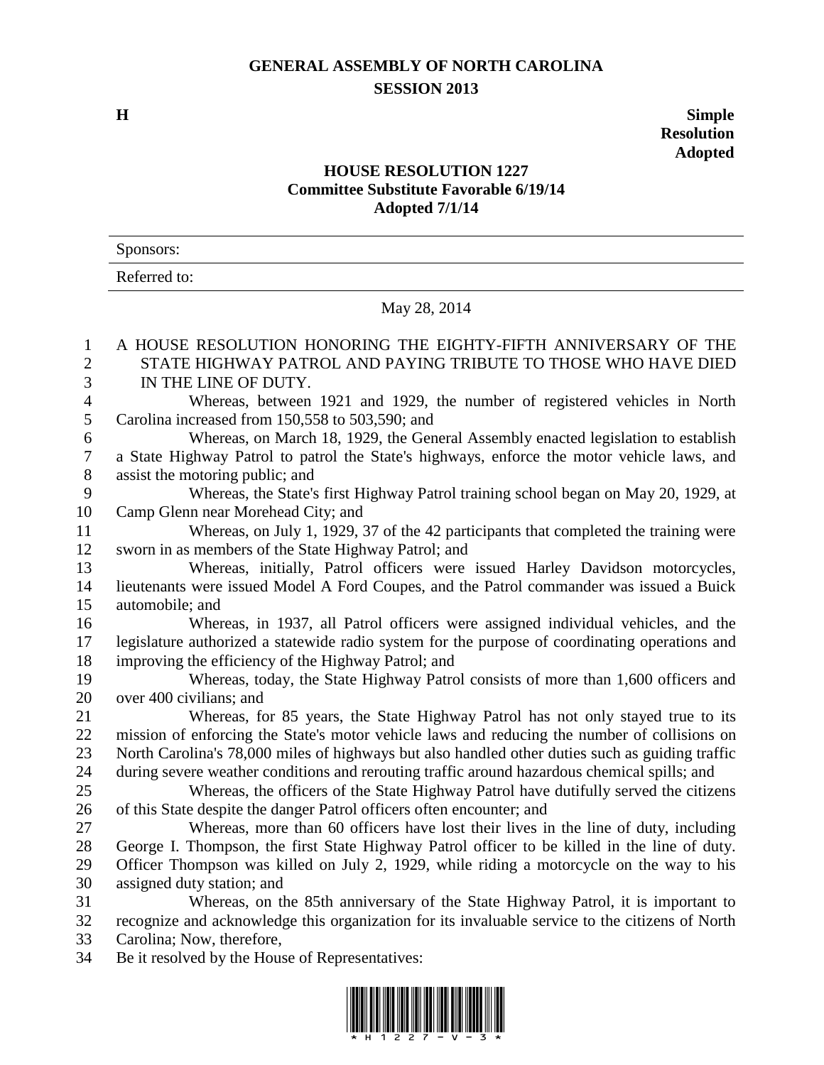# GENERAL ASSEMBLY OF NORTH CAROLINA
## SESSION 2013

**H** **Simple Resolution Adopted**

### HOUSE RESOLUTION 1227
**Committee Substitute Favorable 6/19/14**
**Adopted 7/1/14**

Sponsors:

Referred to:

May 28, 2014

A HOUSE RESOLUTION HONORING THE EIGHTY-FIFTH ANNIVERSARY OF THE STATE HIGHWAY PATROL AND PAYING TRIBUTE TO THOSE WHO HAVE DIED IN THE LINE OF DUTY.

Whereas, between 1921 and 1929, the number of registered vehicles in North Carolina increased from 150,558 to 503,590; and

Whereas, on March 18, 1929, the General Assembly enacted legislation to establish a State Highway Patrol to patrol the State's highways, enforce the motor vehicle laws, and assist the motoring public; and

Whereas, the State's first Highway Patrol training school began on May 20, 1929, at Camp Glenn near Morehead City; and

Whereas, on July 1, 1929, 37 of the 42 participants that completed the training were sworn in as members of the State Highway Patrol; and

Whereas, initially, Patrol officers were issued Harley Davidson motorcycles, lieutenants were issued Model A Ford Coupes, and the Patrol commander was issued a Buick automobile; and

Whereas, in 1937, all Patrol officers were assigned individual vehicles, and the legislature authorized a statewide radio system for the purpose of coordinating operations and improving the efficiency of the Highway Patrol; and

Whereas, today, the State Highway Patrol consists of more than 1,600 officers and over 400 civilians; and

Whereas, for 85 years, the State Highway Patrol has not only stayed true to its mission of enforcing the State's motor vehicle laws and reducing the number of collisions on North Carolina's 78,000 miles of highways but also handled other duties such as guiding traffic during severe weather conditions and rerouting traffic around hazardous chemical spills; and

Whereas, the officers of the State Highway Patrol have dutifully served the citizens of this State despite the danger Patrol officers often encounter; and

Whereas, more than 60 officers have lost their lives in the line of duty, including George I. Thompson, the first State Highway Patrol officer to be killed in the line of duty. Officer Thompson was killed on July 2, 1929, while riding a motorcycle on the way to his assigned duty station; and

Whereas, on the 85th anniversary of the State Highway Patrol, it is important to recognize and acknowledge this organization for its invaluable service to the citizens of North Carolina; Now, therefore,

Be it resolved by the House of Representatives: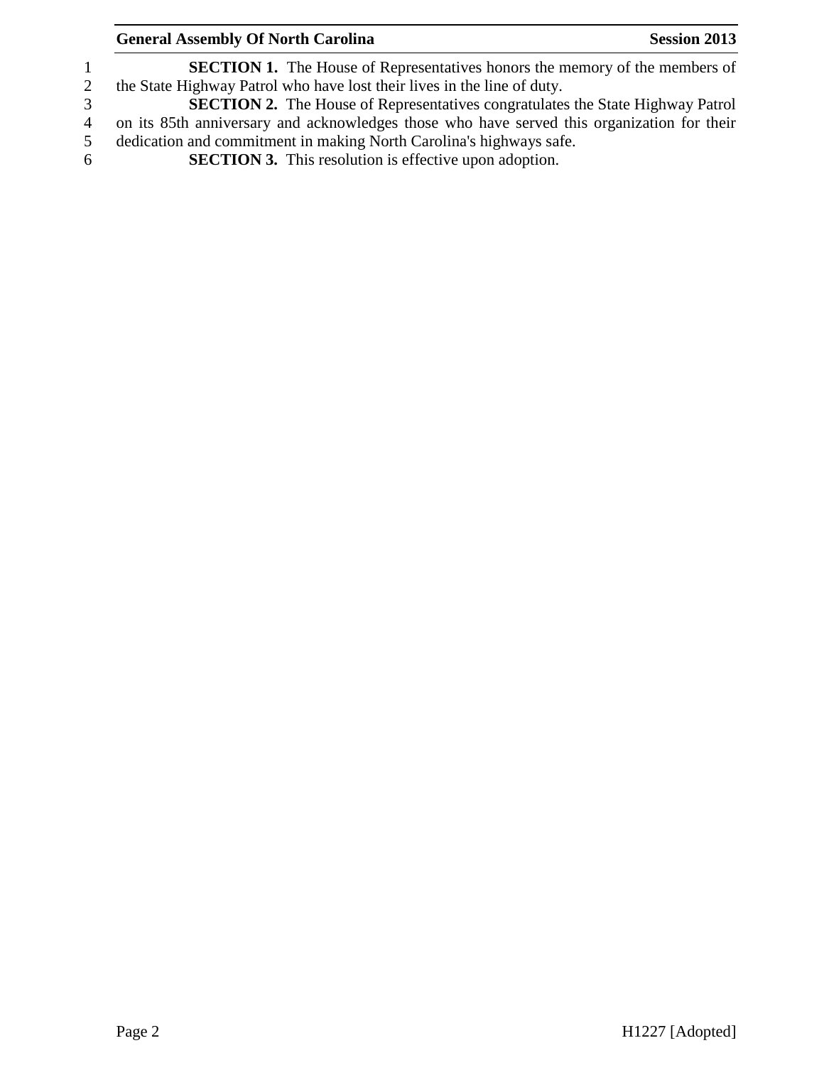**SECTION 1.** The House of Representatives honors the memory of the members of the State Highway Patrol who have lost their lives in the line of duty.

**SECTION 2.** The House of Representatives congratulates the State Highway Patrol on its 85th anniversary and acknowledges those who have served this organization for their dedication and commitment in making North Carolina's highways safe.

**SECTION 3.** This resolution is effective upon adoption.